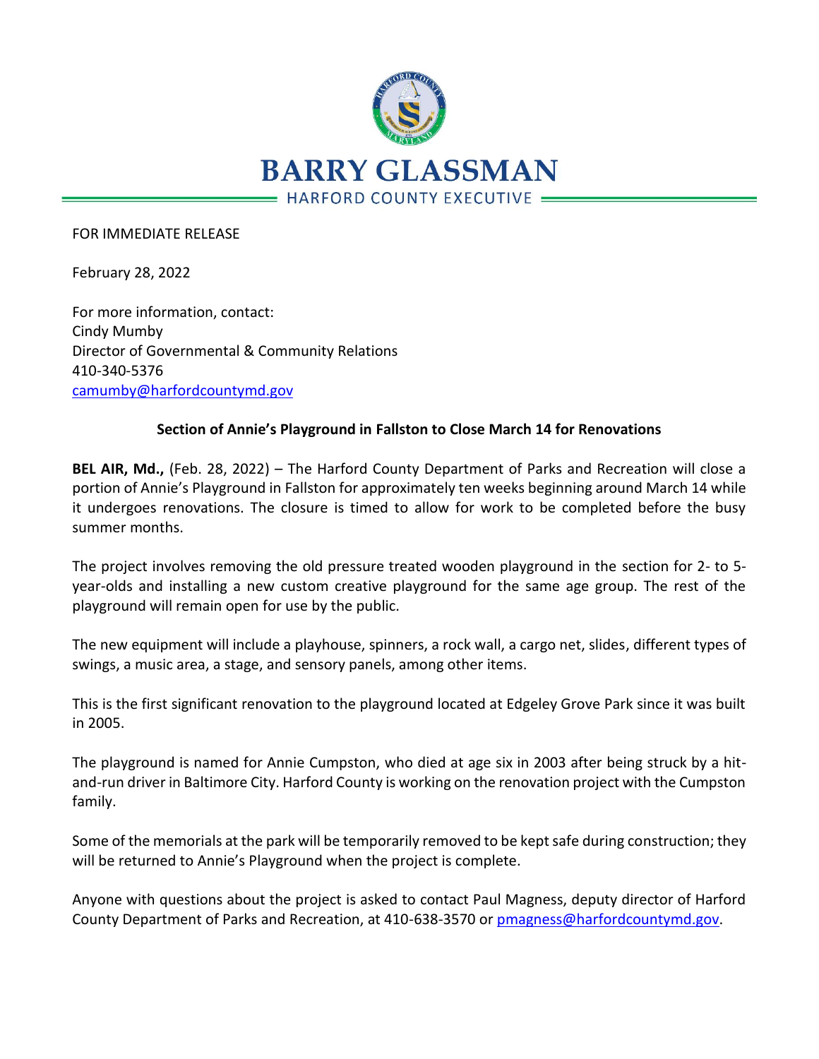# BARRY GLASSMAN

HARFORD COUNTY EXECUTIVE

FOR IMMEDIATE RELEASE

February 28, 2022

For more information, contact:
Cindy Mumby
Director of Governmental & Community Relations
410-340-5376
camumby@harfordcountymd.gov

**Section of Annie's Playground in Fallston to Close March 14 for Renovations**

**BEL AIR, Md.,** (Feb. 28, 2022) – The Harford County Department of Parks and Recreation will close a portion of Annie's Playground in Fallston for approximately ten weeks beginning around March 14 while it undergoes renovations. The closure is timed to allow for work to be completed before the busy summer months.

The project involves removing the old pressure treated wooden playground in the section for 2- to 5-year-olds and installing a new custom creative playground for the same age group. The rest of the playground will remain open for use by the public.

The new equipment will include a playhouse, spinners, a rock wall, a cargo net, slides, different types of swings, a music area, a stage, and sensory panels, among other items.

This is the first significant renovation to the playground located at Edgeley Grove Park since it was built in 2005.

The playground is named for Annie Cumpston, who died at age six in 2003 after being struck by a hit-and-run driver in Baltimore City. Harford County is working on the renovation project with the Cumpston family.

Some of the memorials at the park will be temporarily removed to be kept safe during construction; they will be returned to Annie's Playground when the project is complete.

Anyone with questions about the project is asked to contact Paul Magness, deputy director of Harford County Department of Parks and Recreation, at 410-638-3570 or pmagness@harfordcountymd.gov.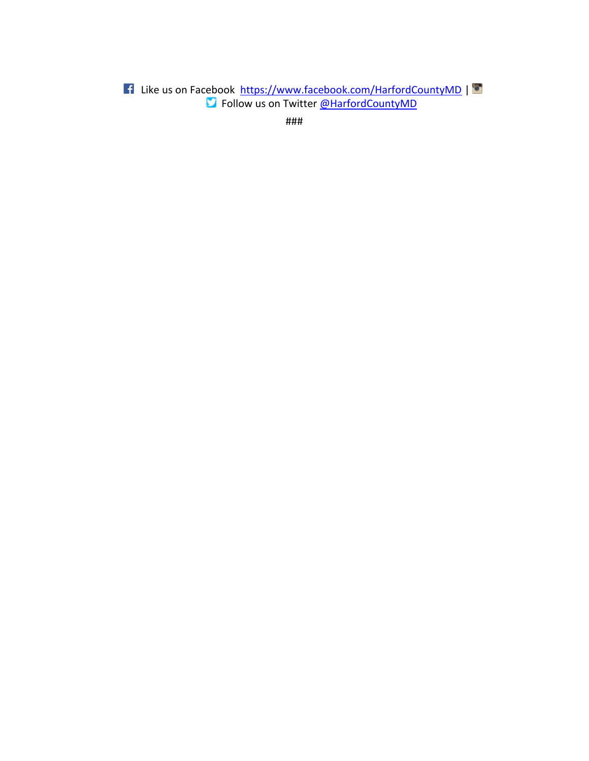Like us on Facebook https://www.facebook.com/HarfordCountyMD |
Follow us on Twitter @HarfordCountyMD

###